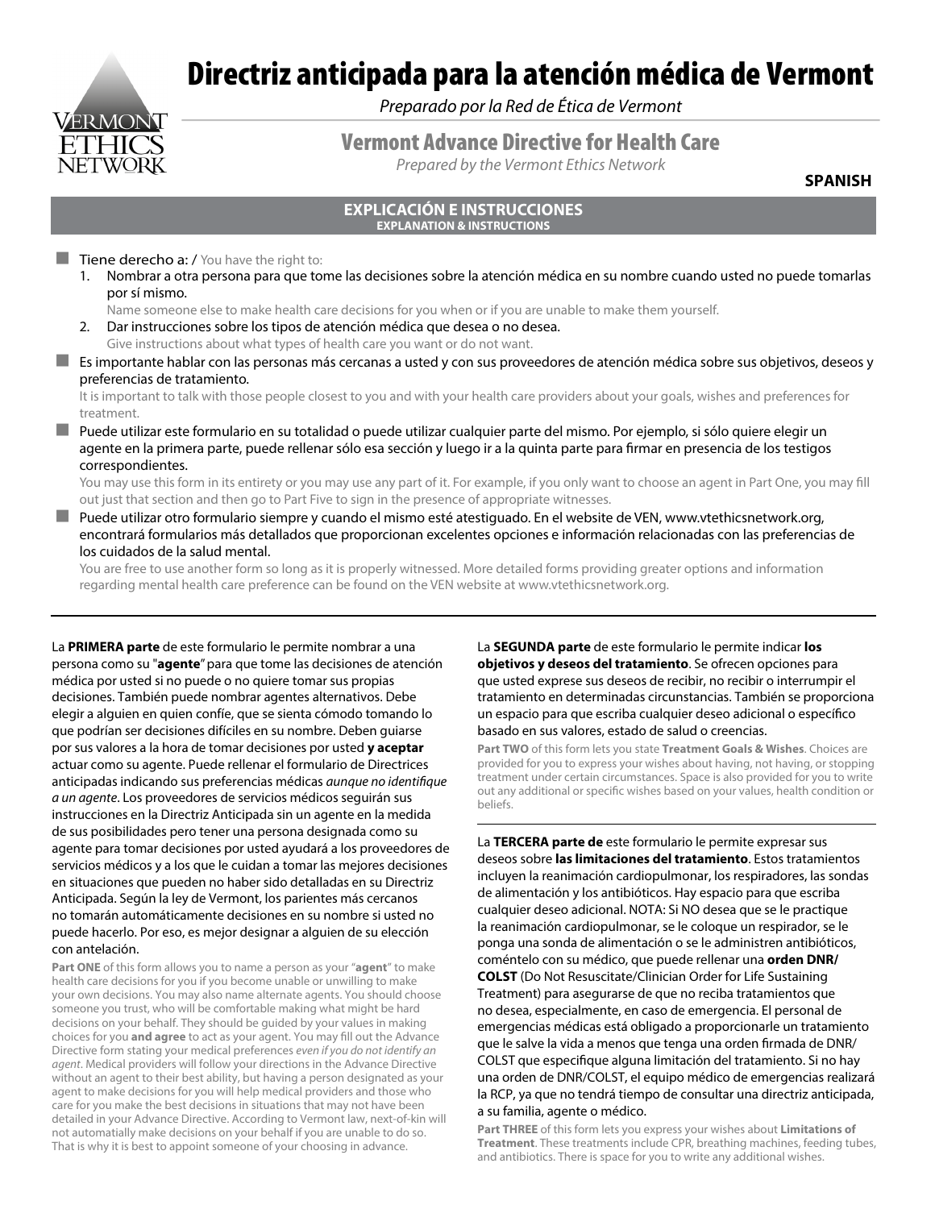# Directriz anticipada para la atención médica de Vermont

*Preparado por la Red de Ética de Vermont*

## Vermont Advance Directive for Health Care

*Prepared by the Vermont Ethics Network*

**SPANISH**

### EXPLICACIÓN E INSTRUCCIONES
**EXPLANATION & INSTRUCTIONS**

- Tiene derecho a: / You have the right to:
  1. Nombrar a otra persona para que tome las decisiones sobre la atención médica en su nombre cuando usted no puede tomarlas por sí mismo.
     Name someone else to make health care decisions for you when or if you are unable to make them yourself.
  2. Dar instrucciones sobre los tipos de atención médica que desea o no desea.
     Give instructions about what types of health care you want or do not want.
- Es importante hablar con las personas más cercanas a usted y con sus proveedores de atención médica sobre sus objetivos, deseos y preferencias de tratamiento.
  It is important to talk with those people closest to you and with your health care providers about your goals, wishes and preferences for treatment.
- Puede utilizar este formulario en su totalidad o puede utilizar cualquier parte del mismo. Por ejemplo, si sólo quiere elegir un agente en la primera parte, puede rellenar sólo esa sección y luego ir a la quinta parte para firmar en presencia de los testigos correspondientes.
  You may use this form in its entirety or you may use any part of it. For example, if you only want to choose an agent in Part One, you may fill out just that section and then go to Part Five to sign in the presence of appropriate witnesses.
- Puede utilizar otro formulario siempre y cuando el mismo esté atestiguado. En el website de VEN, www.vtethicsnetwork.org, encontrará formularios más detallados que proporcionan excelentes opciones e información relacionadas con las preferencias de los cuidados de la salud mental.
  You are free to use another form so long as it is properly witnessed. More detailed forms providing greater options and information regarding mental health care preference can be found on the VEN website at www.vtethicsnetwork.org.

---

La **PRIMERA parte** de este formulario le permite nombrar a una persona como su "**agente**" para que tome las decisiones de atención médica por usted si no puede o no quiere tomar sus propias decisiones. También puede nombrar agentes alternativos. Debe elegir a alguien en quien confíe, que se sienta cómodo tomando lo que podrían ser decisiones difíciles en su nombre. Deben guiarse por sus valores a la hora de tomar decisiones por usted **y aceptar** actuar como su agente. Puede rellenar el formulario de Directrices anticipadas indicando sus preferencias médicas *aunque no identifique a un agente*. Los proveedores de servicios médicos seguirán sus instrucciones en la Directriz Anticipada sin un agente en la medida de sus posibilidades pero tener una persona designada como su agente para tomar decisiones por usted ayudará a los proveedores de servicios médicos y a los que le cuidan a tomar las mejores decisiones en situaciones que pueden no haber sido detalladas en su Directriz Anticipada. Según la ley de Vermont, los parientes más cercanos no tomarán automáticamente decisiones en su nombre si usted no puede hacerlo. Por eso, es mejor designar a alguien de su elección con antelación.

**Part ONE** of this form allows you to name a person as your "**agent**" to make health care decisions for you if you become unable or unwilling to make your own decisions. You may also name alternate agents. You should choose someone you trust, who will be comfortable making what might be hard decisions on your behalf. They should be guided by your values in making choices for you **and agree** to act as your agent. You may fill out the Advance Directive form stating your medical preferences *even if you do not identify an agent*. Medical providers will follow your directions in the Advance Directive without an agent to their best ability, but having a person designated as your agent to make decisions for you will help medical providers and those who care for you make the best decisions in situations that may not have been detailed in your Advance Directive. According to Vermont law, next-of-kin will not automatically make decisions on your behalf if you are unable to do so. That is why it is best to appoint someone of your choosing in advance.

La **SEGUNDA parte** de este formulario le permite indicar **los objetivos y deseos del tratamiento**. Se ofrecen opciones para que usted exprese sus deseos de recibir, no recibir o interrumpir el tratamiento en determinadas circunstancias. También se proporciona un espacio para que escriba cualquier deseo adicional o específico basado en sus valores, estado de salud o creencias.

**Part TWO** of this form lets you state **Treatment Goals & Wishes**. Choices are provided for you to express your wishes about having, not having, or stopping treatment under certain circumstances. Space is also provided for you to write out any additional or specific wishes based on your values, health condition or beliefs.

---

La **TERCERA parte de** este formulario le permite expresar sus deseos sobre **las limitaciones del tratamiento**. Estos tratamientos incluyen la reanimación cardiopulmonar, los respiradores, las sondas de alimentación y los antibióticos. Hay espacio para que escriba cualquier deseo adicional. NOTA: Si NO desea que se le practique la reanimación cardiopulmonar, se le coloque un respirador, se le ponga una sonda de alimentación o se le administren antibióticos, coméntelo con su médico, que puede rellenar una **orden DNR/ COLST** (Do Not Resuscitate/Clinician Order for Life Sustaining Treatment) para asegurarse de que no reciba tratamientos que no desea, especialmente, en caso de emergencia. El personal de emergencias médicas está obligado a proporcionarle un tratamiento que le salve la vida a menos que tenga una orden firmada de DNR/ COLST que especifique alguna limitación del tratamiento. Si no hay una orden de DNR/COLST, el equipo médico de emergencias realizará la RCP, ya que no tendrá tiempo de consultar una directriz anticipada, a su familia, agente o médico.

**Part THREE** of this form lets you express your wishes about **Limitations of Treatment**. These treatments include CPR, breathing machines, feeding tubes, and antibiotics. There is space for you to write any additional wishes.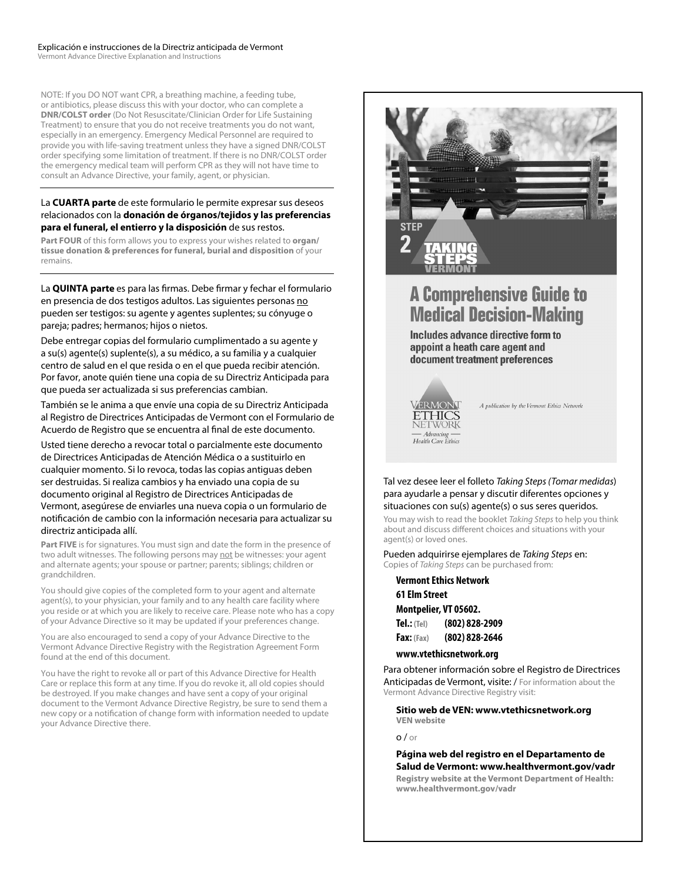NOTE: If you DO NOT want CPR, a breathing machine, a feeding tube, or antibiotics, please discuss this with your doctor, who can complete a **DNR/COLST order** (Do Not Resuscitate/Clinician Order for Life Sustaining Treatment) to ensure that you do not receive treatments you do not want, especially in an emergency. Emergency Medical Personnel are required to provide you with life-saving treatment unless they have a signed DNR/COLST order specifying some limitation of treatment. If there is no DNR/COLST order the emergency medical team will perform CPR as they will not have time to consult an Advance Directive, your family, agent, or physician.

La **CUARTA parte** de este formulario le permite expresar sus deseos relacionados con la **donación de órganos/tejidos y las preferencias para el funeral, el entierro y la disposición** de sus restos.

**Part FOUR** of this form allows you to express your wishes related to **organ/tissue donation & preferences for funeral, burial and disposition** of your remains.

La **QUINTA parte** es para las firmas. Debe firmar y fechar el formulario en presencia de dos testigos adultos. Las siguientes personas no pueden ser testigos: su agente y agentes suplentes; su cónyuge o pareja; padres; hermanos; hijos o nietos.

Debe entregar copias del formulario cumplimentado a su agente y a su(s) agente(s) suplente(s), a su médico, a su familia y a cualquier centro de salud en el que resida o en el que pueda recibir atención. Por favor, anote quién tiene una copia de su Directriz Anticipada para que pueda ser actualizada si sus preferencias cambian.

También se le anima a que envíe una copia de su Directriz Anticipada al Registro de Directrices Anticipadas de Vermont con el Formulario de Acuerdo de Registro que se encuentra al final de este documento.

Usted tiene derecho a revocar total o parcialmente este documento de Directrices Anticipadas de Atención Médica o a sustituirlo en cualquier momento. Si lo revoca, todas las copias antiguas deben ser destruidas. Si realiza cambios y ha enviado una copia de su documento original al Registro de Directrices Anticipadas de Vermont, asegúrese de enviarles una nueva copia o un formulario de notificación de cambio con la información necesaria para actualizar su directriz anticipada allí.

**Part FIVE** is for signatures. You must sign and date the form in the presence of two adult witnesses. The following persons may not be witnesses: your agent and alternate agents; your spouse or partner; parents; siblings; children or grandchildren.

You should give copies of the completed form to your agent and alternate agent(s), to your physician, your family and to any health care facility where you reside or at which you are likely to receive care. Please note who has a copy of your Advance Directive so it may be updated if your preferences change.

You are also encouraged to send a copy of your Advance Directive to the Vermont Advance Directive Registry with the Registration Agreement Form found at the end of this document.

You have the right to revoke all or part of this Advance Directive for Health Care or replace this form at any time. If you do revoke it, all old copies should be destroyed. If you make changes and have sent a copy of your original document to the Vermont Advance Directive Registry, be sure to send them a new copy or a notification of change form with information needed to update your Advance Directive there.

STEP 2 TAKING STEPS VERMONT

**A Comprehensive Guide to Medical Decision-Making**

**Includes advance directive form to appoint a heath care agent and document treatment preferences**

Vermont Ethics Network — Advancing Health Care Ethics

*A publication by the Vermont Ethics Network*

Tal vez desee leer el folleto *Taking Steps (Tomar medidas*) para ayudarle a pensar y discutir diferentes opciones y situaciones con su(s) agente(s) o sus seres queridos.

You may wish to read the booklet *Taking Steps* to help you think about and discuss different choices and situations with your agent(s) or loved ones.

Pueden adquirirse ejemplares de *Taking Steps* en:
Copies of *Taking Steps* can be purchased from:

**Vermont Ethics Network**
**61 Elm Street**
**Montpelier, VT 05602.**
**Tel.:** (Tel) **(802) 828-2909**
**Fax:** (Fax) **(802) 828-2646**
**www.vtethicsnetwork.org**

Para obtener información sobre el Registro de Directrices Anticipadas de Vermont, visite: / For information about the Vermont Advance Directive Registry visit:

**Sitio web de VEN: www.vtethicsnetwork.org**
**VEN website**

o / or

**Página web del registro en el Departamento de Salud de Vermont: www.healthvermont.gov/vadr**
**Registry website at the Vermont Department of Health: www.healthvermont.gov/vadr**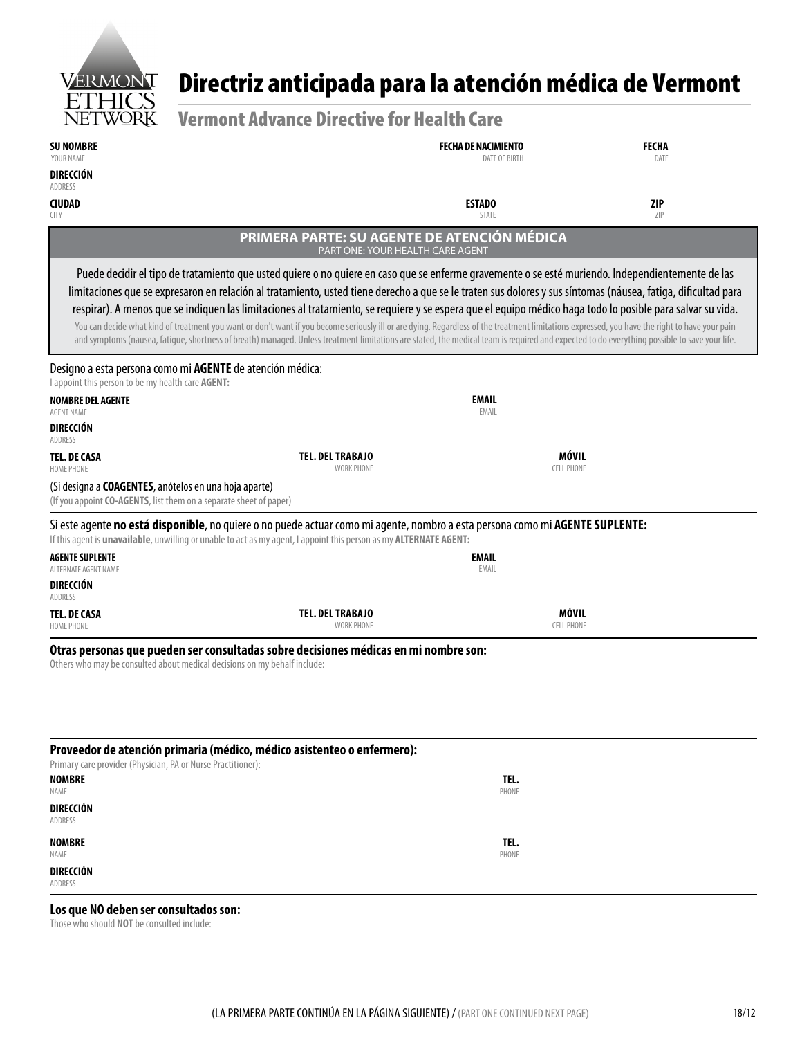# Directriz anticipada para la atención médica de Vermont

## Vermont Advance Directive for Health Care

**SU NOMBRE** YOUR NAME | **FECHA DE NACIMIENTO** DATE OF BIRTH | **FECHA** DATE

**DIRECCIÓN** ADDRESS

**CIUDAD** CITY | **ESTADO** STATE | **ZIP** ZIP

## PRIMERA PARTE: SU AGENTE DE ATENCIÓN MÉDICA

PART ONE: YOUR HEALTH CARE AGENT

Puede decidir el tipo de tratamiento que usted quiere o no quiere en caso que se enferme gravemente o se esté muriendo. Independientemente de las limitaciones que se expresaron en relación al tratamiento, usted tiene derecho a que se le traten sus dolores y sus síntomas (náusea, fatiga, dificultad para respirar). A menos que se indiquen las limitaciones al tratamiento, se requiere y se espera que el equipo médico haga todo lo posible para salvar su vida.

You can decide what kind of treatment you want or don't want if you become seriously ill or are dying. Regardless of the treatment limitations expressed, you have the right to have your pain and symptoms (nausea, fatigue, shortness of breath) managed. Unless treatment limitations are stated, the medical team is required and expected to do everything possible to save your life.

Designo a esta persona como mi **AGENTE** de atención médica:
I appoint this person to be my health care **AGENT:**

**NOMBRE DEL AGENTE** AGENT NAME | **EMAIL** EMAIL

**DIRECCIÓN** ADDRESS

**TEL. DE CASA** HOME PHONE | **TEL. DEL TRABAJO** WORK PHONE | **MÓVIL** CELL PHONE

(Si designa a **COAGENTES**, anótelos en una hoja aparte)
(If you appoint **CO-AGENTS**, list them on a separate sheet of paper)

Si este agente **no está disponible**, no quiere o no puede actuar como mi agente, nombro a esta persona como mi **AGENTE SUPLENTE:**
If this agent is **unavailable**, unwilling or unable to act as my agent, I appoint this person as my **ALTERNATE AGENT:**

**AGENTE SUPLENTE** ALTERNATE AGENT NAME | **EMAIL** EMAIL

**DIRECCIÓN** ADDRESS

**TEL. DE CASA** HOME PHONE | **TEL. DEL TRABAJO** WORK PHONE | **MÓVIL** CELL PHONE

**Otras personas que pueden ser consultadas sobre decisiones médicas en mi nombre son:**
Others who may be consulted about medical decisions on my behalf include:

**Proveedor de atención primaria (médico, médico asistenteo o enfermero):**
Primary care provider (Physician, PA or Nurse Practitioner):

**NOMBRE** NAME | **TEL.** PHONE

**DIRECCIÓN** ADDRESS

**NOMBRE** NAME | **TEL.** PHONE

**DIRECCIÓN** ADDRESS

**Los que NO deben ser consultados son:**
Those who should **NOT** be consulted include:

(LA PRIMERA PARTE CONTINÚA EN LA PÁGINA SIGUIENTE) / (PART ONE CONTINUED NEXT PAGE)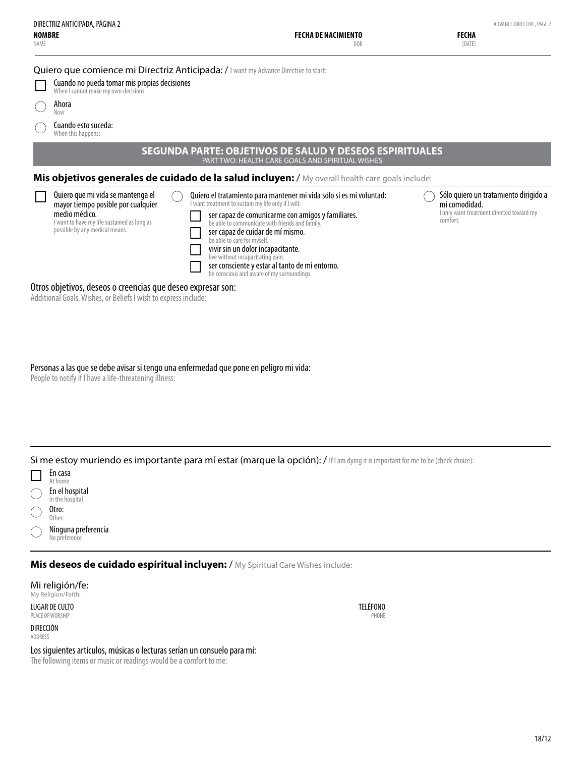**NOMBRE** NAME **FECHA DE NACIMIENTO** DOB **FECHA** [DATE]

Quiero que comience mi Directriz Anticipada: / I want my Advance Directive to start:

- ☐ Cuando no pueda tomar mis propias decisiones
  When I cannot make my own decisions
- ◯ Ahora
  Now
- ◯ Cuando esto suceda:
  When this happens:

## SEGUNDA PARTE: OBJETIVOS DE SALUD Y DESEOS ESPIRITUALES
PART TWO: HEALTH CARE GOALS AND SPIRITUAL WISHES

### Mis objetivos generales de cuidado de la salud incluyen: / My overall health care goals include:

- ☐ Quiero que mi vida se mantenga el mayor tiempo posible por cualquier medio médico.
  I want to have my life sustained as long as possible by any medical means.
- ◯ Quiero el tratamiento para mantener mi vida sólo si es mi voluntad:
  I want treatment to sustain my life only if I will:
  - ☐ ser capaz de comunicarme con amigos y familiares.
    be able to communicate with friends and family.
  - ☐ ser capaz de cuidar de mí mismo.
    be able to care for myself.
  - ☐ vivir sin un dolor incapacitante.
    live without incapacitating pain.
  - ☐ ser consciente y estar al tanto de mi entorno.
    be conscious and aware of my surroundings.
- ◯ Sólo quiero un tratamiento dirigido a mi comodidad.
  I only want treatment directed toward my comfort.

Otros objetivos, deseos o creencias que deseo expresar son:
Additional Goals, Wishes, or Beliefs I wish to express include:

Personas a las que se debe avisar si tengo una enfermedad que pone en peligro mi vida:
People to notify if I have a life-threatening illness:

Si me estoy muriendo es importante para mí estar (marque la opción): / If I am dying it is important for me to be (check choice):

- ☐ En casa
  At home
- ◯ En el hospital
  In the hospital
- ◯ Otro:
  Other:
- ◯ Ninguna preferencia
  No preference

### Mis deseos de cuidado espiritual incluyen: / My Spiritual Care Wishes include:

Mi religión/fe:
My Religion/Faith:

LUGAR DE CULTO
PLACE OF WORSHIP

TELÉFONO
PHONE

DIRECCIÓN
ADDRESS

Los siguientes artículos, músicas o lecturas serían un consuelo para mí:
The following items or music or readings would be a comfort to me: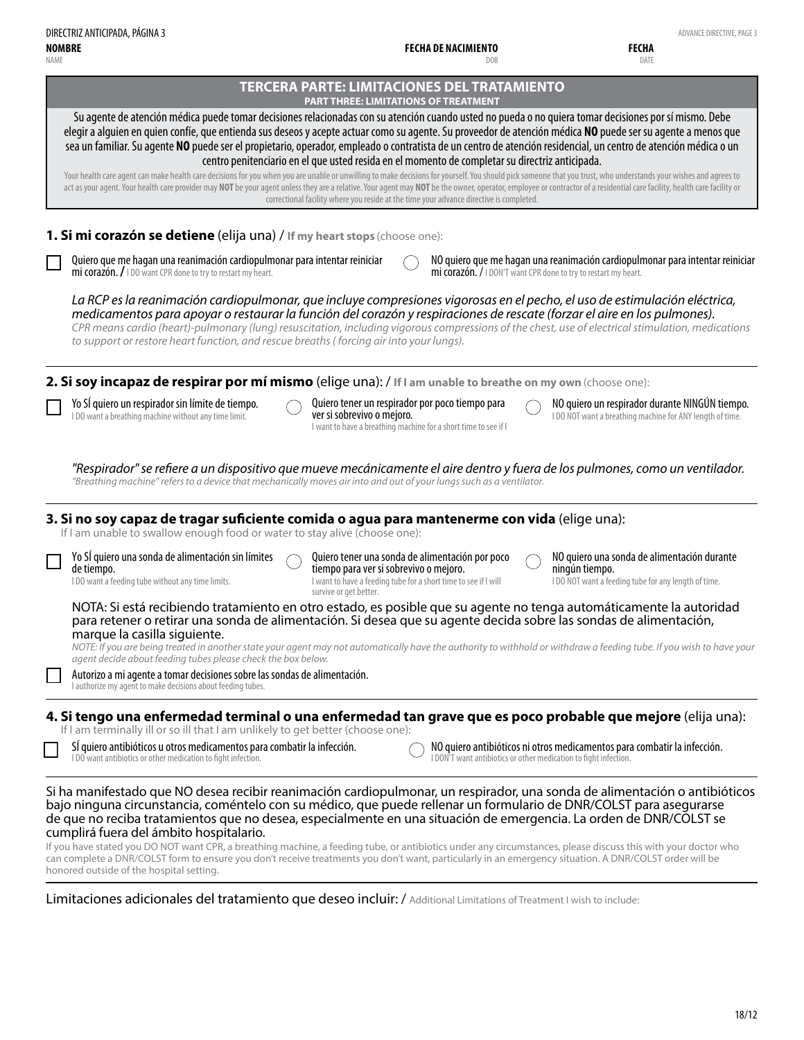**NOMBRE** NAME **FECHA DE NACIMIENTO** DOB **FECHA** DATE

## TERCERA PARTE: LIMITACIONES DEL TRATAMIENTO
### PART THREE: LIMITATIONS OF TREATMENT

Su agente de atención médica puede tomar decisiones relacionadas con su atención cuando usted no pueda o no quiera tomar decisiones por sí mismo. Debe elegir a alguien en quien confíe, que entienda sus deseos y acepte actuar como su agente. Su proveedor de atención médica **NO** puede ser su agente a menos que sea un familiar. Su agente **NO** puede ser el propietario, operador, empleado o contratista de un centro de atención residencial, un centro de atención médica o un centro penitenciario en el que usted resida en el momento de completar su directriz anticipada.

Your health care agent can make health care decisions for you when you are unable or unwilling to make decisions for yourself. You should pick someone that you trust, who understands your wishes and agrees to act as your agent. Your health care provider may **NOT** be your agent unless they are a relative. Your agent may **NOT** be the owner, operator, employee or contractor of a residential care facility, health care facility or correctional facility where you reside at the time your advance directive is completed.

**1. Si mi corazón se detiene** (elija una) / **If my heart stops** (choose one):

☐ Quiero que me hagan una reanimación cardiopulmonar para intentar reiniciar mi corazón. / I DO want CPR done to try to restart my heart.

◯ NO quiero que me hagan una reanimación cardiopulmonar para intentar reiniciar mi corazón. / I DON'T want CPR done to try to restart my heart.

*La RCP es la reanimación cardiopulmonar, que incluye compresiones vigorosas en el pecho, el uso de estimulación eléctrica, medicamentos para apoyar o restaurar la función del corazón y respiraciones de rescate (forzar el aire en los pulmones).*
*CPR means cardio (heart)-pulmonary (lung) resuscitation, including vigorous compressions of the chest, use of electrical stimulation, medications to support or restore heart function, and rescue breaths ( forcing air into your lungs).*

**2. Si soy incapaz de respirar por mí mismo** (elige una): / **If I am unable to breathe on my own** (choose one):

☐ Yo SÍ quiero un respirador sin límite de tiempo. I DO want a breathing machine without any time limit.

◯ Quiero tener un respirador por poco tiempo para ver si sobrevivo o mejoro. I want to have a breathing machine for a short time to see if I

◯ NO quiero un respirador durante NINGÚN tiempo. I DO NOT want a breathing machine for ANY length of time.

*"Respirador" se refiere a un dispositivo que mueve mecánicamente el aire dentro y fuera de los pulmones, como un ventilador.*
*"Breathing machine" refers to a device that mechanically moves air into and out of your lungs such as a ventilator.*

**3. Si no soy capaz de tragar suficiente comida o agua para mantenerme con vida** (elige una):
If I am unable to swallow enough food or water to stay alive (choose one):

☐ Yo SÍ quiero una sonda de alimentación sin límites de tiempo. I DO want a feeding tube without any time limits.

◯ Quiero tener una sonda de alimentación por poco tiempo para ver si sobrevivo o mejoro. I want to have a feeding tube for a short time to see if I will survive or get better.

◯ NO quiero una sonda de alimentación durante ningún tiempo. I DO NOT want a feeding tube for any length of time.

NOTA: Si está recibiendo tratamiento en otro estado, es posible que su agente no tenga automáticamente la autoridad para retener o retirar una sonda de alimentación. Si desea que su agente decida sobre las sondas de alimentación, marque la casilla siguiente.
*NOTE: If you are being treated in another state your agent may not automatically have the authority to withhold or withdraw a feeding tube. If you wish to have your agent decide about feeding tubes please check the box below.*

☐ Autorizo a mi agente a tomar decisiones sobre las sondas de alimentación. I authorize my agent to make decisions about feeding tubes.

**4. Si tengo una enfermedad terminal o una enfermedad tan grave que es poco probable que mejore** (elija una):
If I am terminally ill or so ill that I am unlikely to get better (choose one):

☐ SÍ quiero antibióticos u otros medicamentos para combatir la infección. I DO want antibiotics or other medication to fight infection.

◯ NO quiero antibióticos ni otros medicamentos para combatir la infección. I DON'T want antibiotics or other medication to fight infection.

Si ha manifestado que NO desea recibir reanimación cardiopulmonar, un respirador, una sonda de alimentación o antibióticos bajo ninguna circunstancia, coméntelo con su médico, que puede rellenar un formulario de DNR/COLST para asegurarse de que no reciba tratamientos que no desea, especialmente en una situación de emergencia. La orden de DNR/COLST se cumplirá fuera del ámbito hospitalario.

If you have stated you DO NOT want CPR, a breathing machine, a feeding tube, or antibiotics under any circumstances, please discuss this with your doctor who can complete a DNR/COLST form to ensure you don't receive treatments you don't want, particularly in an emergency situation. A DNR/COLST order will be honored outside of the hospital setting.

Limitaciones adicionales del tratamiento que deseo incluir: / Additional Limitations of Treatment I wish to include:

18/12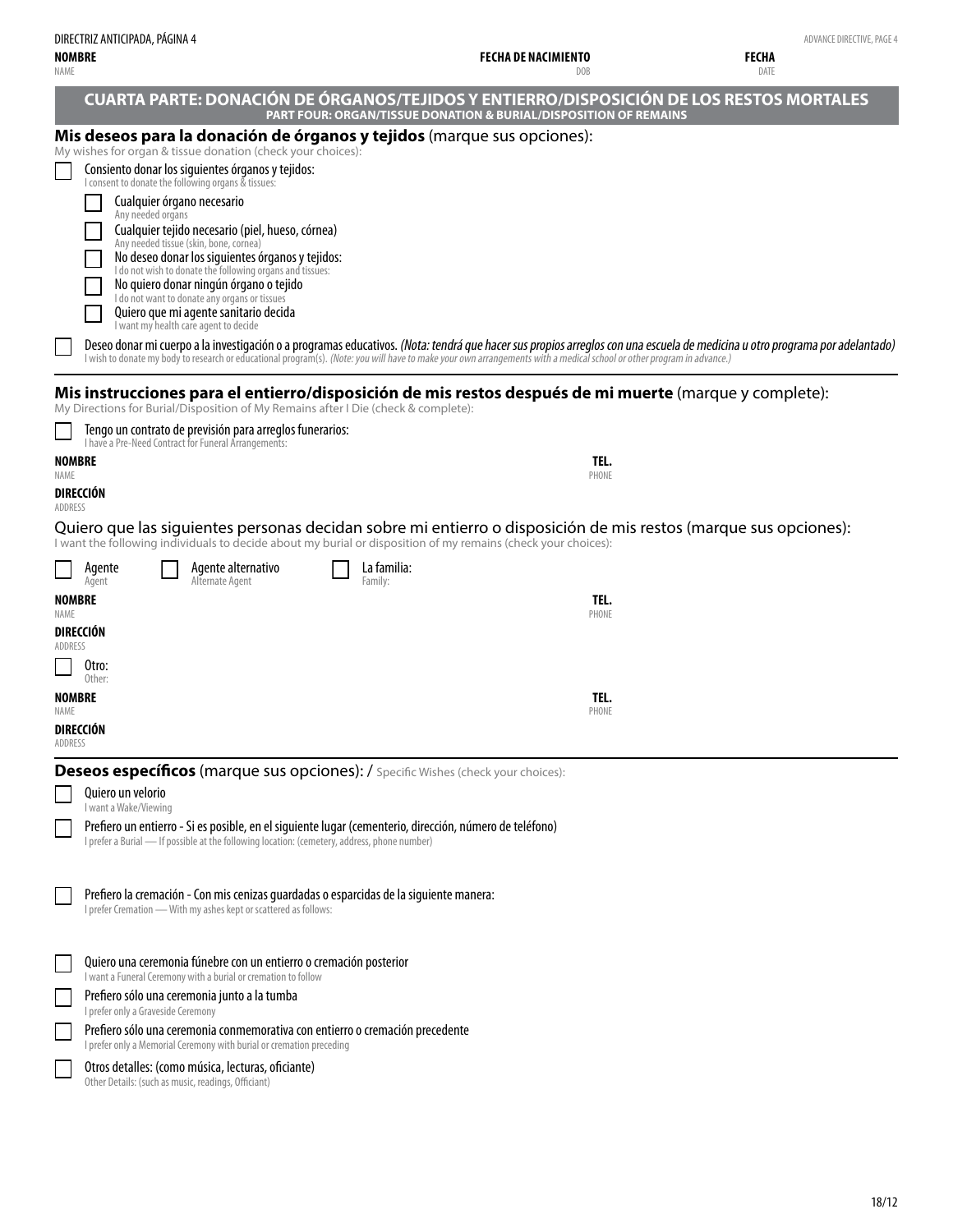**NOMBRE** NAME | **FECHA DE NACIMIENTO** DOB | **FECHA** DATE

## CUARTA PARTE: DONACIÓN DE ÓRGANOS/TEJIDOS Y ENTIERRO/DISPOSICIÓN DE LOS RESTOS MORTALES

**PART FOUR: ORGAN/TISSUE DONATION & BURIAL/DISPOSITION OF REMAINS**

### Mis deseos para la donación de órganos y tejidos (marque sus opciones):

My wishes for organ & tissue donation (check your choices):

- ☐ Consiento donar los siguientes órganos y tejidos:
  I consent to donate the following organs & tissues:
  - ☐ Cualquier órgano necesario
    Any needed organs
  - ☐ Cualquier tejido necesario (piel, hueso, córnea)
    Any needed tissue (skin, bone, cornea)
  - ☐ No deseo donar los siguientes órganos y tejidos:
    I do not wish to donate the following organs and tissues:
  - ☐ No quiero donar ningún órgano o tejido
    I do not want to donate any organs or tissues
  - ☐ Quiero que mi agente sanitario decida
    I want my health care agent to decide
- ☐ Deseo donar mi cuerpo a la investigación o a programas educativos. *(Nota: tendrá que hacer sus propios arreglos con una escuela de medicina u otro programa por adelantado)*
  I wish to donate my body to research or educational program(s). *(Note: you will have to make your own arrangements with a medical school or other program in advance.)*

---

### Mis instrucciones para el entierro/disposición de mis restos después de mi muerte (marque y complete):

My Directions for Burial/Disposition of My Remains after I Die (check & complete):

- ☐ Tengo un contrato de previsión para arreglos funerarios:
  I have a Pre-Need Contract for Funeral Arrangements:

**NOMBRE** NAME | **TEL.** PHONE

**DIRECCIÓN** ADDRESS

Quiero que las siguientes personas decidan sobre mi entierro o disposición de mis restos (marque sus opciones):

I want the following individuals to decide about my burial or disposition of my remains (check your choices):

☐ Agente (Agent) ☐ Agente alternativo (Alternate Agent) ☐ La familia: (Family:)

**NOMBRE** NAME | **TEL.** PHONE

**DIRECCIÓN** ADDRESS

☐ Otro: (Other:)

**NOMBRE** NAME | **TEL.** PHONE

**DIRECCIÓN** ADDRESS

---

### Deseos específicos (marque sus opciones): / Specific Wishes (check your choices):

- ☐ Quiero un velorio
  I want a Wake/Viewing
- ☐ Prefiero un entierro - Si es posible, en el siguiente lugar (cementerio, dirección, número de teléfono)
  I prefer a Burial — If possible at the following location: (cemetery, address, phone number)
- ☐ Prefiero la cremación - Con mis cenizas guardadas o esparcidas de la siguiente manera:
  I prefer Cremation — With my ashes kept or scattered as follows:
- ☐ Quiero una ceremonia fúnebre con un entierro o cremación posterior
  I want a Funeral Ceremony with a burial or cremation to follow
- ☐ Prefiero sólo una ceremonia junto a la tumba
  I prefer only a Graveside Ceremony
- ☐ Prefiero sólo una ceremonia conmemorativa con entierro o cremación precedente
  I prefer only a Memorial Ceremony with burial or cremation preceding
- ☐ Otros detalles: (como música, lecturas, oficiante)
  Other Details: (such as music, readings, Officiant)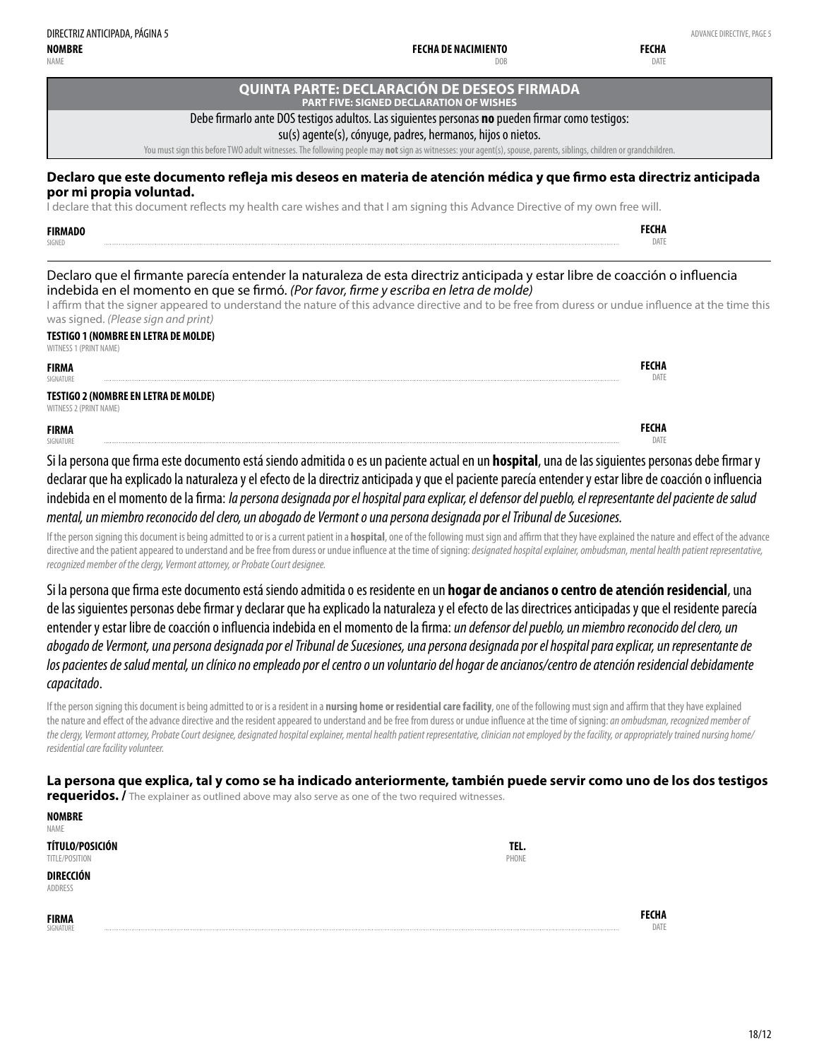**NOMBRE**
NAME

**FECHA DE NACIMIENTO**
DOB

**FECHA**
DATE

## QUINTA PARTE: DECLARACIÓN DE DESEOS FIRMADA

**PART FIVE: SIGNED DECLARATION OF WISHES**

Debe firmarlo ante DOS testigos adultos. Las siguientes personas **no** pueden firmar como testigos: su(s) agente(s), cónyuge, padres, hermanos, hijos o nietos.

You must sign this before TWO adult witnesses. The following people may **not** sign as witnesses: your agent(s), spouse, parents, siblings, children or grandchildren.

**Declaro que este documento refleja mis deseos en materia de atención médica y que firmo esta directriz anticipada por mi propia voluntad.**

I declare that this document reflects my health care wishes and that I am signing this Advance Directive of my own free will.

**FIRMADO**
SIGNED ..............................................................................................................................

**FECHA**
DATE

Declaro que el firmante parecía entender la naturaleza de esta directriz anticipada y estar libre de coacción o influencia indebida en el momento en que se firmó. *(Por favor, firme y escriba en letra de molde)*

I affirm that the signer appeared to understand the nature of this advance directive and to be free from duress or undue influence at the time this was signed. *(Please sign and print)*

**TESTIGO 1 (NOMBRE EN LETRA DE MOLDE)**
WITNESS 1 (PRINT NAME)

**FIRMA**
SIGNATURE ..............................................................................................................................

**FECHA**
DATE

**TESTIGO 2 (NOMBRE EN LETRA DE MOLDE)**
WITNESS 2 (PRINT NAME)

**FIRMA**
SIGNATURE ..............................................................................................................................

**FECHA**
DATE

Si la persona que firma este documento está siendo admitida o es un paciente actual en un **hospital**, una de las siguientes personas debe firmar y declarar que ha explicado la naturaleza y el efecto de la directriz anticipada y que el paciente parecía entender y estar libre de coacción o influencia indebida en el momento de la firma: *la persona designada por el hospital para explicar, el defensor del pueblo, el representante del paciente de salud mental, un miembro reconocido del clero, un abogado de Vermont o una persona designada por el Tribunal de Sucesiones.*

If the person signing this document is being admitted to or is a current patient in a **hospital**, one of the following must sign and affirm that they have explained the nature and effect of the advance directive and the patient appeared to understand and be free from duress or undue influence at the time of signing: *designated hospital explainer, ombudsman, mental health patient representative, recognized member of the clergy, Vermont attorney, or Probate Court designee.*

Si la persona que firma este documento está siendo admitida o es residente en un **hogar de ancianos o centro de atención residencial**, una de las siguientes personas debe firmar y declarar que ha explicado la naturaleza y el efecto de las directrices anticipadas y que el residente parecía entender y estar libre de coacción o influencia indebida en el momento de la firma: *un defensor del pueblo, un miembro reconocido del clero, un abogado de Vermont, una persona designada por el Tribunal de Sucesiones, una persona designada por el hospital para explicar, un representante de los pacientes de salud mental, un clínico no empleado por el centro o un voluntario del hogar de ancianos/centro de atención residencial debidamente capacitado*.

If the person signing this document is being admitted to or is a resident in a **nursing home or residential care facility**, one of the following must sign and affirm that they have explained the nature and effect of the advance directive and the resident appeared to understand and be free from duress or undue influence at the time of signing: *an ombudsman, recognized member of the clergy, Vermont attorney, Probate Court designee, designated hospital explainer, mental health patient representative, clinician not employed by the facility, or appropriately trained nursing home/ residential care facility volunteer.*

**La persona que explica, tal y como se ha indicado anteriormente, también puede servir como uno de los dos testigos requeridos. /** The explainer as outlined above may also serve as one of the two required witnesses.

**NOMBRE**
NAME

**TÍTULO/POSICIÓN**
TITLE/POSITION

**TEL.**
PHONE

**DIRECCIÓN**
ADDRESS

**FIRMA**
SIGNATURE ..............................................................................................................................

**FECHA**
DATE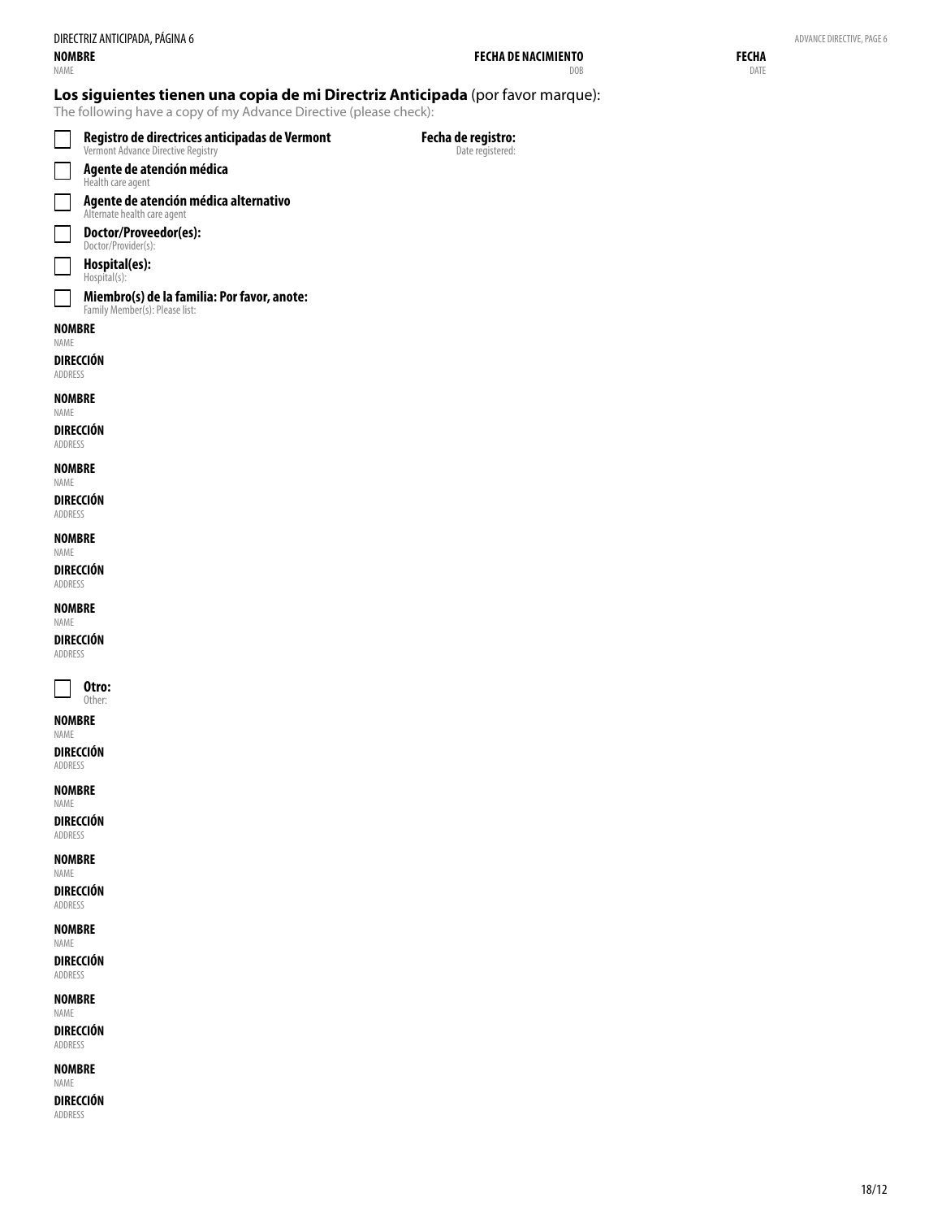**NOMBRE** NAME | **FECHA DE NACIMIENTO** DOB | **FECHA** DATE

**Los siguientes tienen una copia de mi Directriz Anticipada** (por favor marque):
The following have a copy of my Advance Directive (please check):

- ☐ **Registro de directrices anticipadas de Vermont** Vermont Advance Directive Registry — **Fecha de registro:** Date registered:
- ☐ **Agente de atención médica** Health care agent
- ☐ **Agente de atención médica alternativo** Alternate health care agent
- ☐ **Doctor/Proveedor(es):** Doctor/Provider(s):
- ☐ **Hospital(es):** Hospital(s):
- ☐ **Miembro(s) de la familia: Por favor, anote:** Family Member(s): Please list:

**NOMBRE** NAME

**DIRECCIÓN** ADDRESS

**NOMBRE** NAME

**DIRECCIÓN** ADDRESS

**NOMBRE** NAME

**DIRECCIÓN** ADDRESS

**NOMBRE** NAME

**DIRECCIÓN** ADDRESS

**NOMBRE** NAME

**DIRECCIÓN** ADDRESS

- ☐ **Otro:** Other:

**NOMBRE** NAME

**DIRECCIÓN** ADDRESS

**NOMBRE** NAME

**DIRECCIÓN** ADDRESS

**NOMBRE** NAME

**DIRECCIÓN** ADDRESS

**NOMBRE** NAME

**DIRECCIÓN** ADDRESS

**NOMBRE** NAME

**DIRECCIÓN** ADDRESS

**NOMBRE** NAME

**DIRECCIÓN** ADDRESS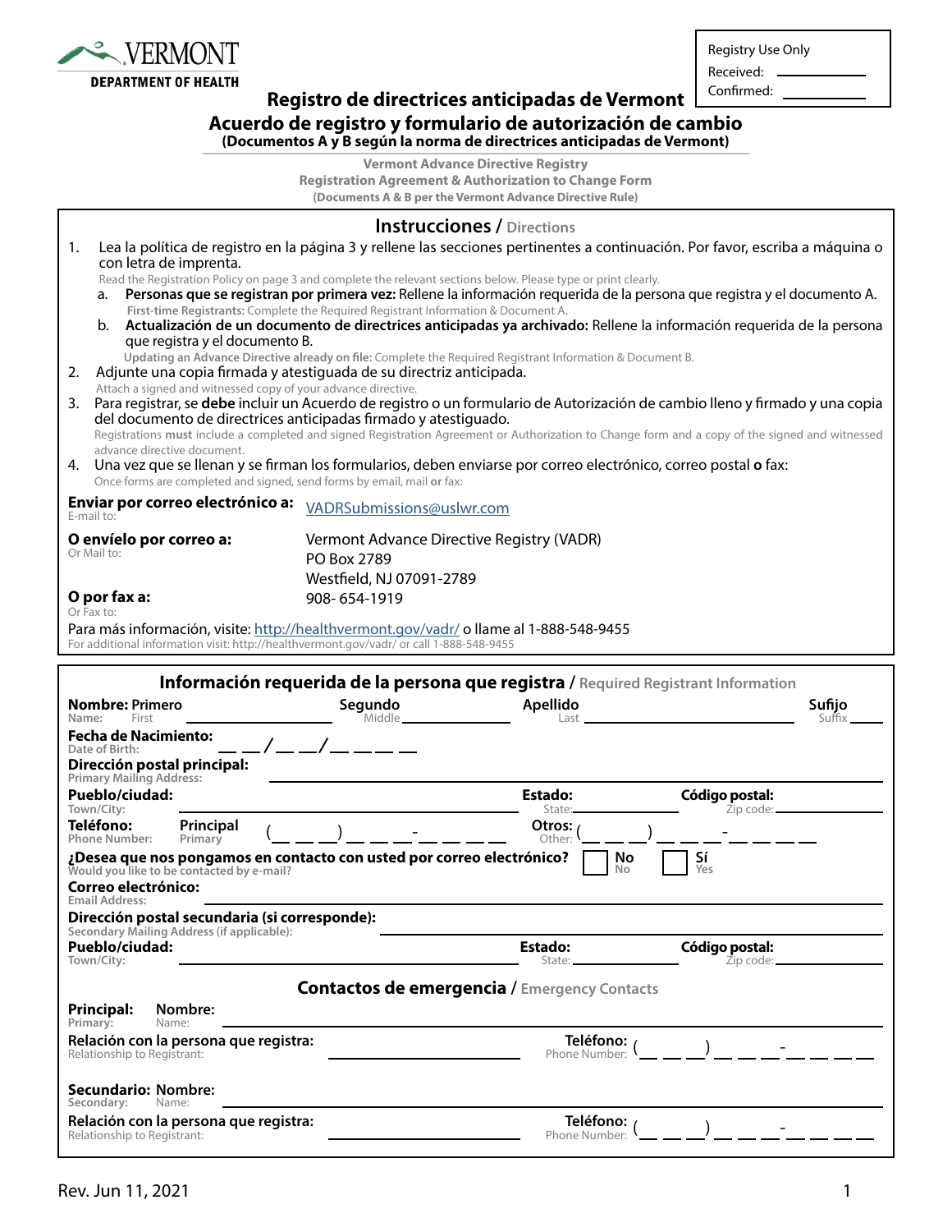VERMONT
DEPARTMENT OF HEALTH

| Registry Use Only |
|---|
| Received: ______ |
| Confirmed: ______ |

# Registro de directrices anticipadas de Vermont

## Acuerdo de registro y formulario de autorización de cambio

**(Documentos A y B según la norma de directrices anticipadas de Vermont)**

Vermont Advance Directive Registry
Registration Agreement & Authorization to Change Form
(Documents A & B per the Vermont Advance Directive Rule)

### Instrucciones / Directions

1. Lea la política de registro en la página 3 y rellene las secciones pertinentes a continuación. Por favor, escriba a máquina o con letra de imprenta.
   Read the Registration Policy on page 3 and complete the relevant sections below. Please type or print clearly.
   a. **Personas que se registran por primera vez:** Rellene la información requerida de la persona que registra y el documento A.
      First-time Registrants: Complete the Required Registrant Information & Document A.
   b. **Actualización de un documento de directrices anticipadas ya archivado:** Rellene la información requerida de la persona que registra y el documento B.
      Updating an Advance Directive already on file: Complete the Required Registrant Information & Document B.
2. Adjunte una copia firmada y atestiguada de su directriz anticipada.
   Attach a signed and witnessed copy of your advance directive.
3. Para registrar, se **debe** incluir un Acuerdo de registro o un formulario de Autorización de cambio lleno y firmado y una copia del documento de directrices anticipadas firmado y atestiguado.
   Registrations **must** include a completed and signed Registration Agreement or Authorization to Change form and a copy of the signed and witnessed advance directive document.
4. Una vez que se llenan y se firman los formularios, deben enviarse por correo electrónico, correo postal **o** fax:
   Once forms are completed and signed, send forms by email, mail **or** fax:

**Enviar por correo electrónico a:** VADRSubmissions@uslwr.com
E-mail to:

**O envíelo por correo a:**
Or Mail to:
Vermont Advance Directive Registry (VADR)
PO Box 2789
Westfield, NJ 07091-2789

**O por fax a:** 908- 654-1919
Or Fax to:

Para más información, visite: http://healthvermont.gov/vadr/ o llame al 1-888-548-9455
For additional information visit: http://healthvermont.gov/vadr/ or call 1-888-548-9455

### Información requerida de la persona que registra / Required Registrant Information

**Nombre:** Primero / Name: First ______ Segundo / Middle ______ Apellido / Last ______ Sufijo / Suffix ______

**Fecha de Nacimiento:** / Date of Birth: \_\_ \_\_ / \_\_ \_\_ / \_\_ \_\_ \_\_ \_\_

**Dirección postal principal:** / Primary Mailing Address: ______

**Pueblo/ciudad:** / Town/City: ______ **Estado:** / State: ______ **Código postal:** / Zip code: ______

**Teléfono:** / Phone Number: Principal / Primary (\_\_ \_\_ \_\_) \_\_ \_\_ \_\_ - \_\_ \_\_ \_\_ \_\_ **Otros:** / Other: (\_\_ \_\_ \_\_) \_\_ \_\_ \_\_ - \_\_ \_\_ \_\_ \_\_

**¿Desea que nos pongamos en contacto con usted por correo electrónico?** / Would you like to be contacted by e-mail? ☐ No / No ☐ Sí / Yes

**Correo electrónico:** / Email Address: ______

**Dirección postal secundaria (si corresponde):** / Secondary Mailing Address (if applicable): ______

**Pueblo/ciudad:** / Town/City: ______ **Estado:** / State: ______ **Código postal:** / Zip code: ______

### Contactos de emergencia / Emergency Contacts

**Principal:** / Primary: **Nombre:** / Name: ______

**Relación con la persona que registra:** / Relationship to Registrant: ______ **Teléfono:** / Phone Number: (\_\_ \_\_ \_\_) \_\_ \_\_ \_\_ - \_\_ \_\_ \_\_ \_\_

**Secundario:** / Secondary: **Nombre:** / Name: ______

**Relación con la persona que registra:** / Relationship to Registrant: ______ **Teléfono:** / Phone Number: (\_\_ \_\_ \_\_) \_\_ \_\_ \_\_ - \_\_ \_\_ \_\_ \_\_

Rev. Jun 11, 2021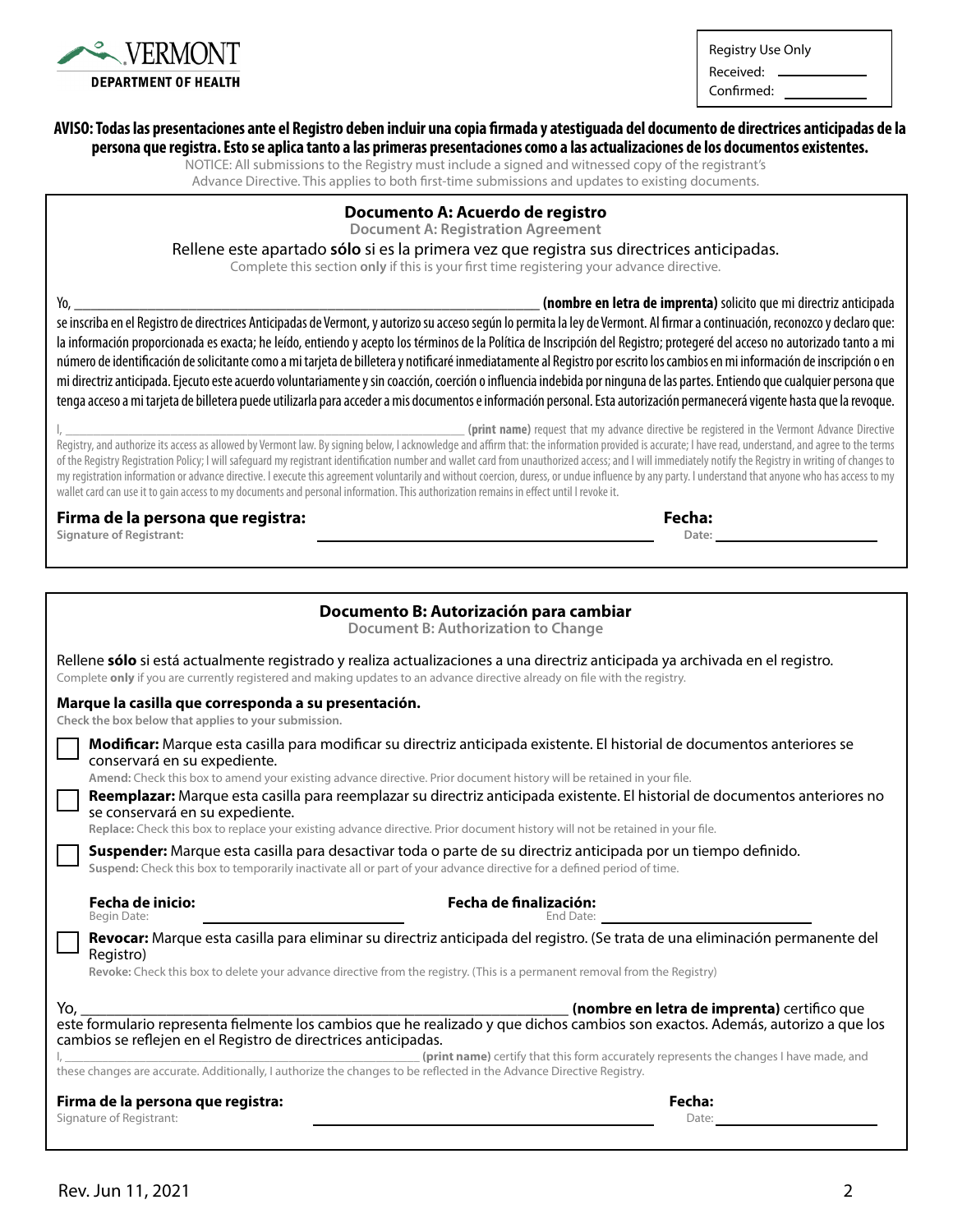VERMONT
DEPARTMENT OF HEALTH

Registry Use Only
Received: ___________
Confirmed: ___________

**AVISO: Todas las presentaciones ante el Registro deben incluir una copia firmada y atestiguada del documento de directrices anticipadas de la persona que registra. Esto se aplica tanto a las primeras presentaciones como a las actualizaciones de los documentos existentes.**

NOTICE: All submissions to the Registry must include a signed and witnessed copy of the registrant's Advance Directive. This applies to both first-time submissions and updates to existing documents.

## Documento A: Acuerdo de registro

Document A: Registration Agreement

Rellene este apartado **sólo** si es la primera vez que registra sus directrices anticipadas.

Complete this section **only** if this is your first time registering your advance directive.

Yo, ____________________________________________ **(nombre en letra de imprenta)** solicito que mi directriz anticipada se inscriba en el Registro de directrices Anticipadas de Vermont, y autorizo su acceso según lo permita la ley de Vermont. Al firmar a continuación, reconozco y declaro que: la información proporcionada es exacta; he leído, entiendo y acepto los términos de la Política de Inscripción del Registro; protegeré del acceso no autorizado tanto a mi número de identificación de solicitante como a mi tarjeta de billetera y notificaré inmediatamente al Registro por escrito los cambios en mi información de inscripción o en mi directriz anticipada. Ejecuto este acuerdo voluntariamente y sin coacción, coerción o influencia indebida por ninguna de las partes. Entiendo que cualquier persona que tenga acceso a mi tarjeta de billetera puede utilizarla para acceder a mis documentos e información personal. Esta autorización permanecerá vigente hasta que la revoque.

I, ____________________________________________ **(print name)** request that my advance directive be registered in the Vermont Advance Directive Registry, and authorize its access as allowed by Vermont law. By signing below, I acknowledge and affirm that: the information provided is accurate; I have read, understand, and agree to the terms of the Registry Registration Policy; I will safeguard my registrant identification number and wallet card from unauthorized access; and I will immediately notify the Registry in writing of changes to my registration information or advance directive. I execute this agreement voluntarily and without coercion, duress, or undue influence by any party. I understand that anyone who has access to my wallet card can use it to gain access to my documents and personal information. This authorization remains in effect until I revoke it.

**Firma de la persona que registra:**
Signature of Registrant: ______________________________

**Fecha:**
Date: ____________________

## Documento B: Autorización para cambiar

Document B: Authorization to Change

Rellene **sólo** si está actualmente registrado y realiza actualizaciones a una directriz anticipada ya archivada en el registro.

Complete **only** if you are currently registered and making updates to an advance directive already on file with the registry.

**Marque la casilla que corresponda a su presentación.**
Check the box below that applies to your submission.

- ☐ **Modificar:** Marque esta casilla para modificar su directriz anticipada existente. El historial de documentos anteriores se conservará en su expediente.
  **Amend:** Check this box to amend your existing advance directive. Prior document history will be retained in your file.
- ☐ **Reemplazar:** Marque esta casilla para reemplazar su directriz anticipada existente. El historial de documentos anteriores no se conservará en su expediente.
  **Replace:** Check this box to replace your existing advance directive. Prior document history will not be retained in your file.
- ☐ **Suspender:** Marque esta casilla para desactivar toda o parte de su directriz anticipada por un tiempo definido.
  **Suspend:** Check this box to temporarily inactivate all or part of your advance directive for a defined period of time.

  **Fecha de inicio:** Begin Date: ____________________ **Fecha de finalización:** End Date: ____________________
- ☐ **Revocar:** Marque esta casilla para eliminar su directriz anticipada del registro. (Se trata de una eliminación permanente del Registro)
  **Revoke:** Check this box to delete your advance directive from the registry. (This is a permanent removal from the Registry)

Yo, ____________________________________________ **(nombre en letra de imprenta)** certifico que este formulario representa fielmente los cambios que he realizado y que dichos cambios son exactos. Además, autorizo a que los cambios se reflejen en el Registro de directrices anticipadas.

I, ____________________________________________ **(print name)** certify that this form accurately represents the changes I have made, and these changes are accurate. Additionally, I authorize the changes to be reflected in the Advance Directive Registry.

**Firma de la persona que registra:**
Signature of Registrant: ______________________________

**Fecha:**
Date: ____________________

Rev. Jun 11, 2021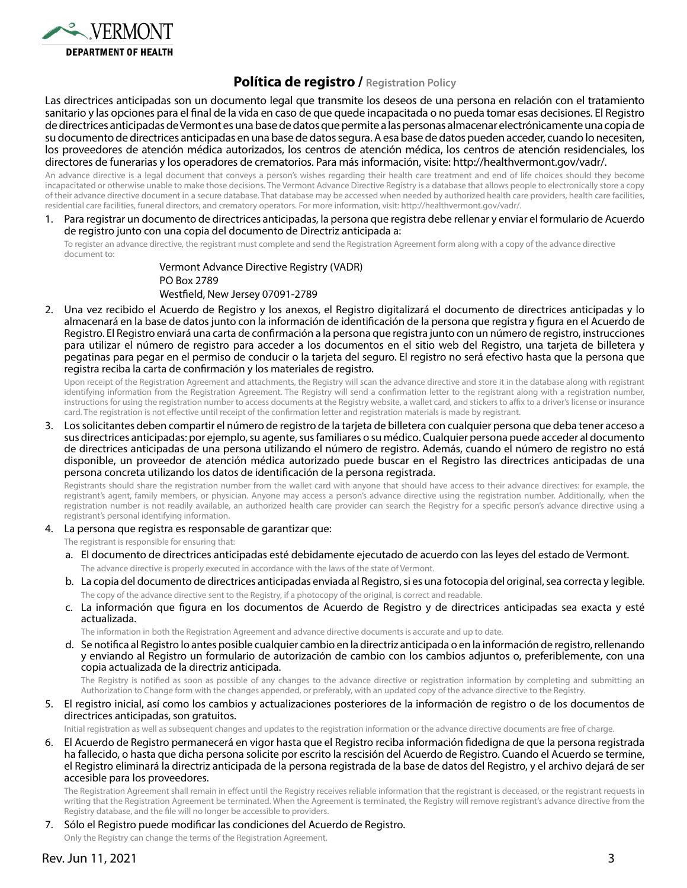VERMONT
DEPARTMENT OF HEALTH

## **Política de registro /** Registration Policy

Las directrices anticipadas son un documento legal que transmite los deseos de una persona en relación con el tratamiento sanitario y las opciones para el final de la vida en caso de que quede incapacitada o no pueda tomar esas decisiones. El Registro de directrices anticipadas de Vermont es una base de datos que permite a las personas almacenar electrónicamente una copia de su documento de directrices anticipadas en una base de datos segura. A esa base de datos pueden acceder, cuando lo necesiten, los proveedores de atención médica autorizados, los centros de atención médica, los centros de atención residenciales, los directores de funerarias y los operadores de crematorios. Para más información, visite: http://healthvermont.gov/vadr/.

An advance directive is a legal document that conveys a person's wishes regarding their health care treatment and end of life choices should they become incapacitated or otherwise unable to make those decisions. The Vermont Advance Directive Registry is a database that allows people to electronically store a copy of their advance directive document in a secure database. That database may be accessed when needed by authorized health care providers, health care facilities, residential care facilities, funeral directors, and crematory operators. For more information, visit: http://healthvermont.gov/vadr/.

1. Para registrar un documento de directrices anticipadas, la persona que registra debe rellenar y enviar el formulario de Acuerdo de registro junto con una copia del documento de Directriz anticipada a:

   To register an advance directive, the registrant must complete and send the Registration Agreement form along with a copy of the advance directive document to:

   Vermont Advance Directive Registry (VADR)
   PO Box 2789
   Westfield, New Jersey 07091-2789

2. Una vez recibido el Acuerdo de Registro y los anexos, el Registro digitalizará el documento de directrices anticipadas y lo almacenará en la base de datos junto con la información de identificación de la persona que registra y figura en el Acuerdo de Registro. El Registro enviará una carta de confirmación a la persona que registra junto con un número de registro, instrucciones para utilizar el número de registro para acceder a los documentos en el sitio web del Registro, una tarjeta de billetera y pegatinas para pegar en el permiso de conducir o la tarjeta del seguro. El registro no será efectivo hasta que la persona que registra reciba la carta de confirmación y los materiales de registro.

   Upon receipt of the Registration Agreement and attachments, the Registry will scan the advance directive and store it in the database along with registrant identifying information from the Registration Agreement. The Registry will send a confirmation letter to the registrant along with a registration number, instructions for using the registration number to access documents at the Registry website, a wallet card, and stickers to affix to a driver's license or insurance card. The registration is not effective until receipt of the confirmation letter and registration materials is made by registrant.

3. Los solicitantes deben compartir el número de registro de la tarjeta de billetera con cualquier persona que deba tener acceso a sus directrices anticipadas: por ejemplo, su agente, sus familiares o su médico. Cualquier persona puede acceder al documento de directrices anticipadas de una persona utilizando el número de registro. Además, cuando el número de registro no está disponible, un proveedor de atención médica autorizado puede buscar en el Registro las directrices anticipadas de una persona concreta utilizando los datos de identificación de la persona registrada.

   Registrants should share the registration number from the wallet card with anyone that should have access to their advance directives: for example, the registrant's agent, family members, or physician. Anyone may access a person's advance directive using the registration number. Additionally, when the registration number is not readily available, an authorized health care provider can search the Registry for a specific person's advance directive using a registrant's personal identifying information.

4. La persona que registra es responsable de garantizar que:

   The registrant is responsible for ensuring that:

   a. El documento de directrices anticipadas esté debidamente ejecutado de acuerdo con las leyes del estado de Vermont.

      The advance directive is properly executed in accordance with the laws of the state of Vermont.

   b. La copia del documento de directrices anticipadas enviada al Registro, si es una fotocopia del original, sea correcta y legible.

      The copy of the advance directive sent to the Registry, if a photocopy of the original, is correct and readable.

   c. La información que figura en los documentos de Acuerdo de Registro y de directrices anticipadas sea exacta y esté actualizada.

      The information in both the Registration Agreement and advance directive documents is accurate and up to date.

   d. Se notifica al Registro lo antes posible cualquier cambio en la directriz anticipada o en la información de registro, rellenando y enviando al Registro un formulario de autorización de cambio con los cambios adjuntos o, preferiblemente, con una copia actualizada de la directriz anticipada.

      The Registry is notified as soon as possible of any changes to the advance directive or registration information by completing and submitting an Authorization to Change form with the changes appended, or preferably, with an updated copy of the advance directive to the Registry.

5. El registro inicial, así como los cambios y actualizaciones posteriores de la información de registro o de los documentos de directrices anticipadas, son gratuitos.

   Initial registration as well as subsequent changes and updates to the registration information or the advance directive documents are free of charge.

6. El Acuerdo de Registro permanecerá en vigor hasta que el Registro reciba información fidedigna de que la persona registrada ha fallecido, o hasta que dicha persona solicite por escrito la rescisión del Acuerdo de Registro. Cuando el Acuerdo se termine, el Registro eliminará la directriz anticipada de la persona registrada de la base de datos del Registro, y el archivo dejará de ser accesible para los proveedores.

   The Registration Agreement shall remain in effect until the Registry receives reliable information that the registrant is deceased, or the registrant requests in writing that the Registration Agreement be terminated. When the Agreement is terminated, the Registry will remove registrant's advance directive from the Registry database, and the file will no longer be accessible to providers.

7. Sólo el Registro puede modificar las condiciones del Acuerdo de Registro.

   Only the Registry can change the terms of the Registration Agreement.

Rev. Jun 11, 2021